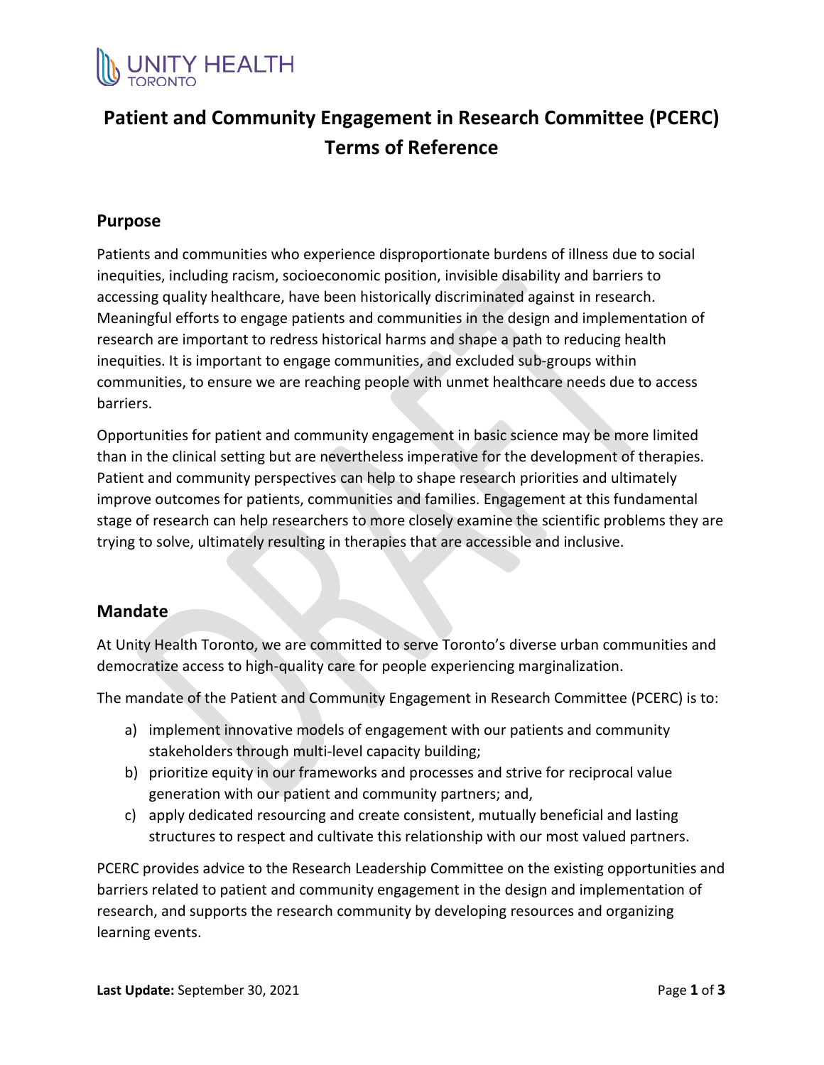# Patient and Community Engagement in Research Committee (PCERC) Terms of Reference

## Purpose

Patients and communities who experience disproportionate burdens of illness due to social inequities, including racism, socioeconomic position, invisible disability and barriers to accessing quality healthcare, have been historically discriminated against in research. Meaningful efforts to engage patients and communities in the design and implementation of research are important to redress historical harms and shape a path to reducing health inequities. It is important to engage communities, and excluded sub-groups within communities, to ensure we are reaching people with unmet healthcare needs due to access barriers.

Opportunities for patient and community engagement in basic science may be more limited than in the clinical setting but are nevertheless imperative for the development of therapies. Patient and community perspectives can help to shape research priorities and ultimately improve outcomes for patients, communities and families. Engagement at this fundamental stage of research can help researchers to more closely examine the scientific problems they are trying to solve, ultimately resulting in therapies that are accessible and inclusive.

## Mandate

At Unity Health Toronto, we are committed to serve Toronto's diverse urban communities and democratize access to high-quality care for people experiencing marginalization.

The mandate of the Patient and Community Engagement in Research Committee (PCERC) is to:

a) implement innovative models of engagement with our patients and community stakeholders through multi-level capacity building;
b) prioritize equity in our frameworks and processes and strive for reciprocal value generation with our patient and community partners; and,
c) apply dedicated resourcing and create consistent, mutually beneficial and lasting structures to respect and cultivate this relationship with our most valued partners.

PCERC provides advice to the Research Leadership Committee on the existing opportunities and barriers related to patient and community engagement in the design and implementation of research, and supports the research community by developing resources and organizing learning events.

**Last Update:** September 30, 2021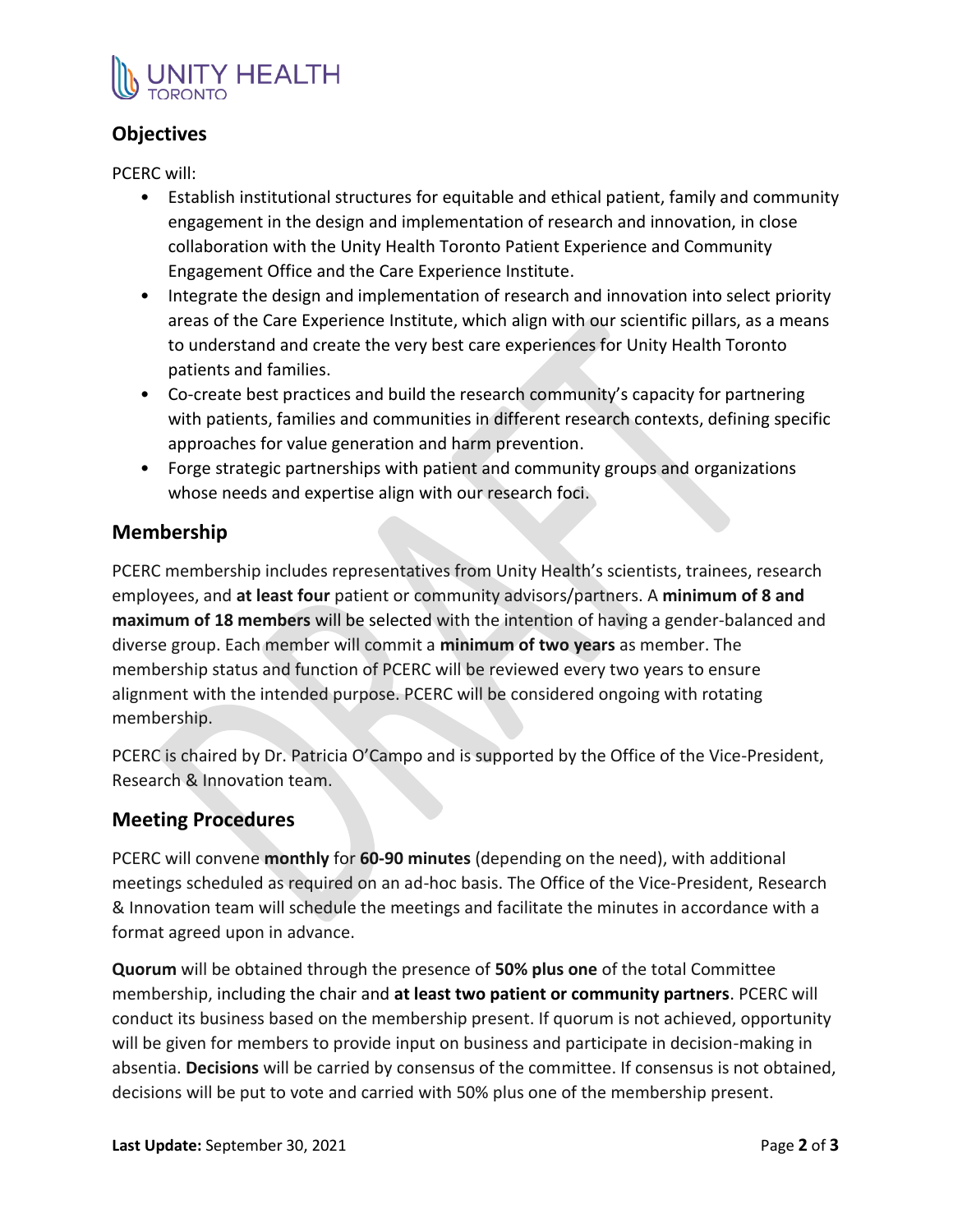## Objectives

PCERC will:

- Establish institutional structures for equitable and ethical patient, family and community engagement in the design and implementation of research and innovation, in close collaboration with the Unity Health Toronto Patient Experience and Community Engagement Office and the Care Experience Institute.
- Integrate the design and implementation of research and innovation into select priority areas of the Care Experience Institute, which align with our scientific pillars, as a means to understand and create the very best care experiences for Unity Health Toronto patients and families.
- Co-create best practices and build the research community's capacity for partnering with patients, families and communities in different research contexts, defining specific approaches for value generation and harm prevention.
- Forge strategic partnerships with patient and community groups and organizations whose needs and expertise align with our research foci.

## Membership

PCERC membership includes representatives from Unity Health's scientists, trainees, research employees, and **at least four** patient or community advisors/partners. A **minimum of 8 and maximum of 18 members** will be selected with the intention of having a gender-balanced and diverse group. Each member will commit a **minimum of two years** as member. The membership status and function of PCERC will be reviewed every two years to ensure alignment with the intended purpose. PCERC will be considered ongoing with rotating membership.

PCERC is chaired by Dr. Patricia O'Campo and is supported by the Office of the Vice-President, Research & Innovation team.

## Meeting Procedures

PCERC will convene **monthly** for **60-90 minutes** (depending on the need), with additional meetings scheduled as required on an ad-hoc basis. The Office of the Vice-President, Research & Innovation team will schedule the meetings and facilitate the minutes in accordance with a format agreed upon in advance.

**Quorum** will be obtained through the presence of **50% plus one** of the total Committee membership, including the chair and **at least two patient or community partners**. PCERC will conduct its business based on the membership present. If quorum is not achieved, opportunity will be given for members to provide input on business and participate in decision-making in absentia. **Decisions** will be carried by consensus of the committee. If consensus is not obtained, decisions will be put to vote and carried with 50% plus one of the membership present.

**Last Update:** September 30, 2021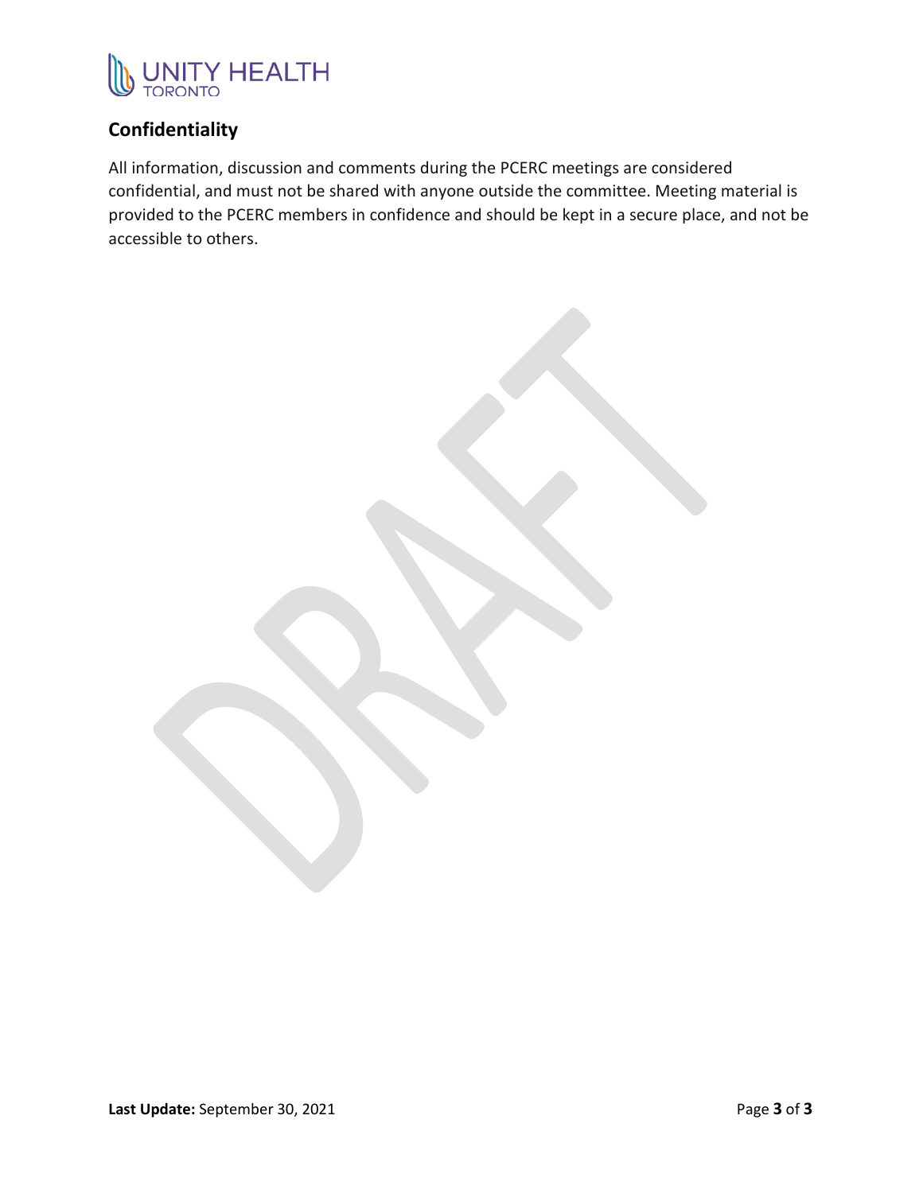## Confidentiality

All information, discussion and comments during the PCERC meetings are considered confidential, and must not be shared with anyone outside the committee. Meeting material is provided to the PCERC members in confidence and should be kept in a secure place, and not be accessible to others.

**Last Update:** September 30, 2021